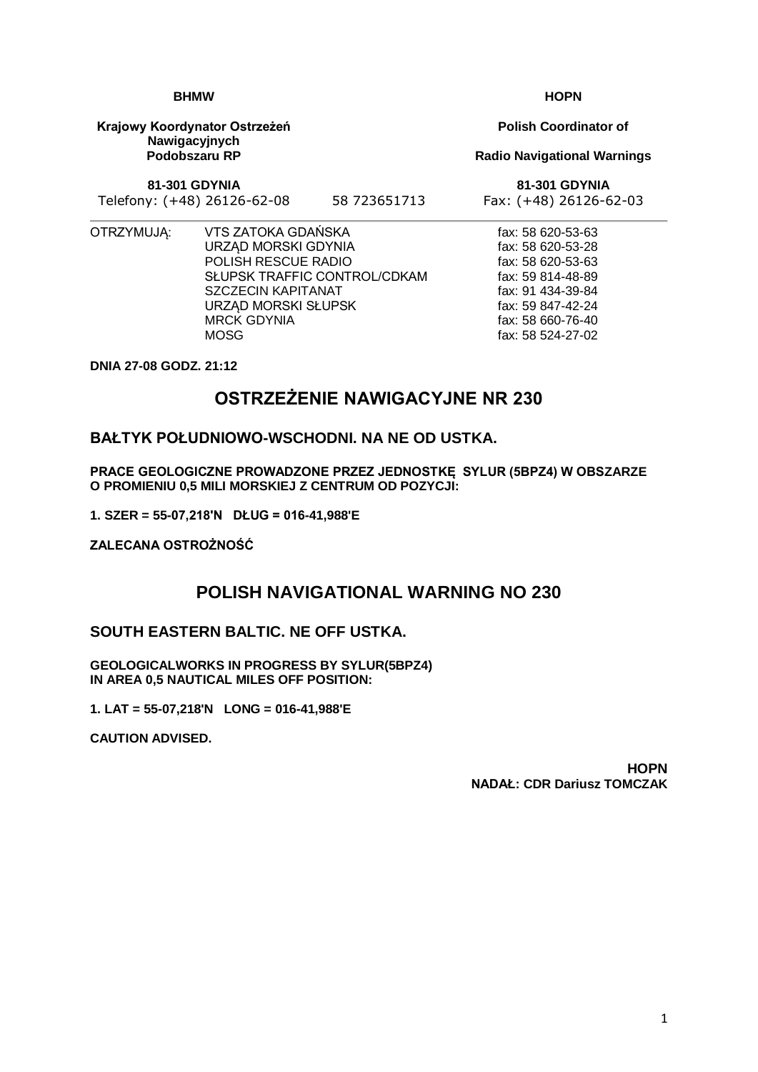| BHMW | | HOPN |
|---|---|---|
| **Krajowy Koordynator Ostrzeżeń Nawigacyjnych Podobszaru RP** | | **Polish Coordinator of Radio Navigational Warnings** |
| **81-301 GDYNIA** | | **81-301 GDYNIA** |
| Telefony: (+48) 26126-62-08 | 58 723651713 | Fax: (+48) 26126-62-03 |

| OTRZYMUJĄ: | | |
|---|---|---|
| | VTS ZATOKA GDAŃSKA | fax: 58 620-53-63 |
| | URZĄD MORSKI GDYNIA | fax: 58 620-53-28 |
| | POLISH RESCUE RADIO | fax: 58 620-53-63 |
| | SŁUPSK TRAFFIC CONTROL/CDKAM | fax: 59 814-48-89 |
| | SZCZECIN KAPITANAT | fax: 91 434-39-84 |
| | URZĄD MORSKI SŁUPSK | fax: 59 847-42-24 |
| | MRCK GDYNIA | fax: 58 660-76-40 |
| | MOSG | fax: 58 524-27-02 |

**DNIA 27-08 GODZ. 21:12**

# OSTRZEŻENIE NAWIGACYJNE NR 230

## BAŁTYK POŁUDNIOWO-WSCHODNI. NA NE OD USTKA.

**PRACE GEOLOGICZNE PROWADZONE PRZEZ JEDNOSTKĘ SYLUR (5BPZ4) W OBSZARZE O PROMIENIU 0,5 MILI MORSKIEJ Z CENTRUM OD POZYCJI:**

**1. SZER = 55-07,218'N DŁUG = 016-41,988'E**

**ZALECANA OSTROŻNOŚĆ**

# POLISH NAVIGATIONAL WARNING NO 230

## SOUTH EASTERN BALTIC. NE OFF USTKA.

**GEOLOGICALWORKS IN PROGRESS BY SYLUR(5BPZ4) IN AREA 0,5 NAUTICAL MILES OFF POSITION:**

**1. LAT = 55-07,218'N LONG = 016-41,988'E**

**CAUTION ADVISED.**

**HOPN**
**NADAŁ: CDR Dariusz TOMCZAK**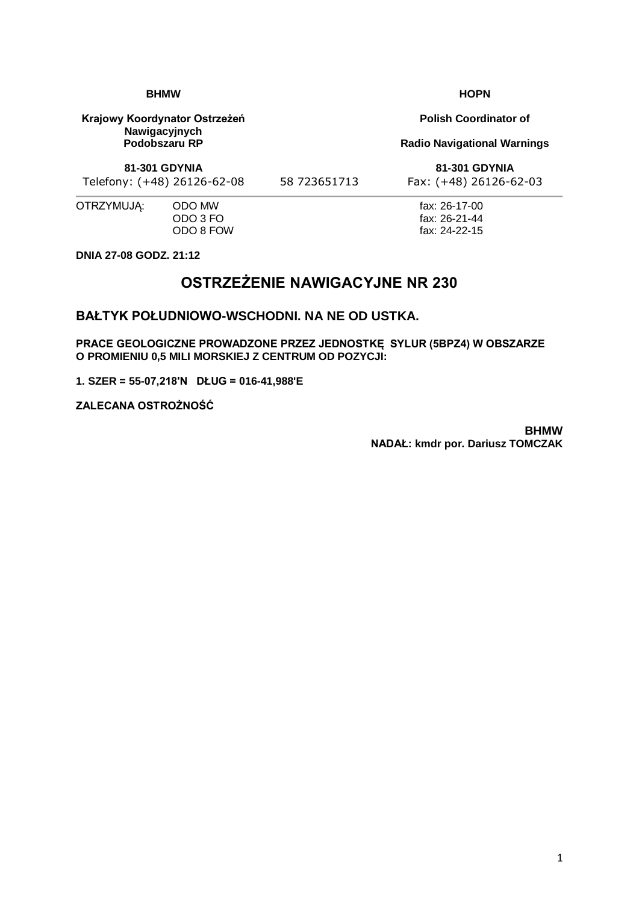| **BHMW** | | **HOPN** |
|---|---|---|
| **Krajowy Koordynator Ostrzeżeń Nawigacyjnych Podobszaru RP** | | **Polish Coordinator of Radio Navigational Warnings** |
| **81-301 GDYNIA** | | **81-301 GDYNIA** |
| Telefony: (+48) 26126-62-08 | 58 723651713 | Fax: (+48) 26126-62-03 |

| | | |
|---|---|---|
| OTRZYMUJĄ: | ODO MW | fax: 26-17-00 |
| | ODO 3 FO | fax: 26-21-44 |
| | ODO 8 FOW | fax: 24-22-15 |

**DNIA 27-08 GODZ. 21:12**

# OSTRZEŻENIE NAWIGACYJNE NR 230

## BAŁTYK POŁUDNIOWO-WSCHODNI. NA NE OD USTKA.

**PRACE GEOLOGICZNE PROWADZONE PRZEZ JEDNOSTKĘ SYLUR (5BPZ4) W OBSZARZE O PROMIENIU 0,5 MILI MORSKIEJ Z CENTRUM OD POZYCJI:**

**1. SZER = 55-07,218'N DŁUG = 016-41,988'E**

**ZALECANA OSTROŻNOŚĆ**

**BHMW**
**NADAŁ: kmdr por. Dariusz TOMCZAK**